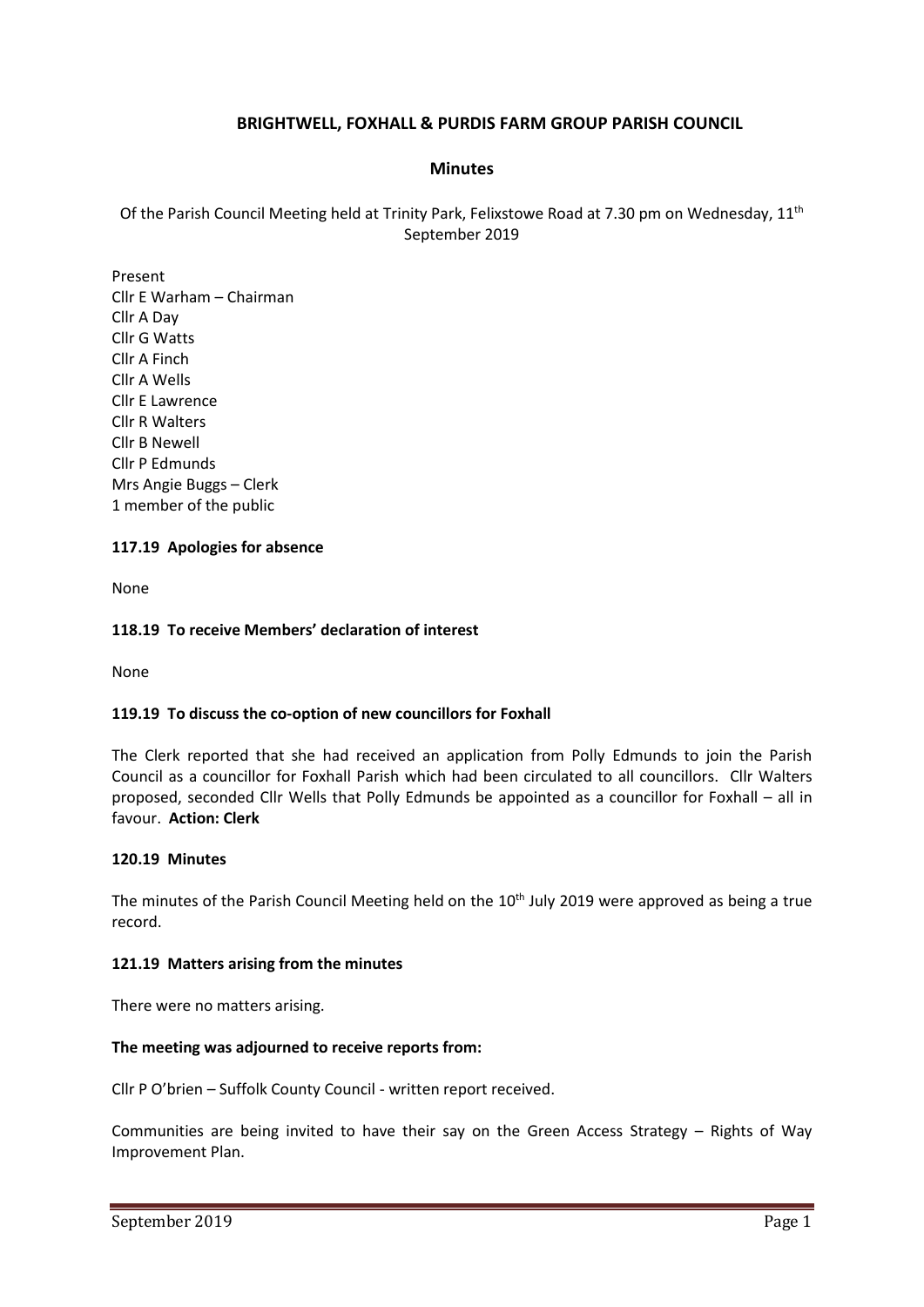**BRIGHTWELL, FOXHALL & PURDIS FARM GROUP PARISH COUNCIL**

**Minutes**

Of the Parish Council Meeting held at Trinity Park, Felixstowe Road at 7.30 pm on Wednesday, 11th September 2019

Present
Cllr E Warham – Chairman
Cllr A Day
Cllr G Watts
Cllr A Finch
Cllr A Wells
Cllr E Lawrence
Cllr R Walters
Cllr B Newell
Cllr P Edmunds
Mrs Angie Buggs – Clerk
1 member of the public

**117.19 Apologies for absence**

None

**118.19 To receive Members' declaration of interest**

None

**119.19 To discuss the co-option of new councillors for Foxhall**

The Clerk reported that she had received an application from Polly Edmunds to join the Parish Council as a councillor for Foxhall Parish which had been circulated to all councillors. Cllr Walters proposed, seconded Cllr Wells that Polly Edmunds be appointed as a councillor for Foxhall – all in favour. **Action: Clerk**

**120.19 Minutes**

The minutes of the Parish Council Meeting held on the 10th July 2019 were approved as being a true record.

**121.19 Matters arising from the minutes**

There were no matters arising.

**The meeting was adjourned to receive reports from:**

Cllr P O'brien – Suffolk County Council - written report received.

Communities are being invited to have their say on the Green Access Strategy – Rights of Way Improvement Plan.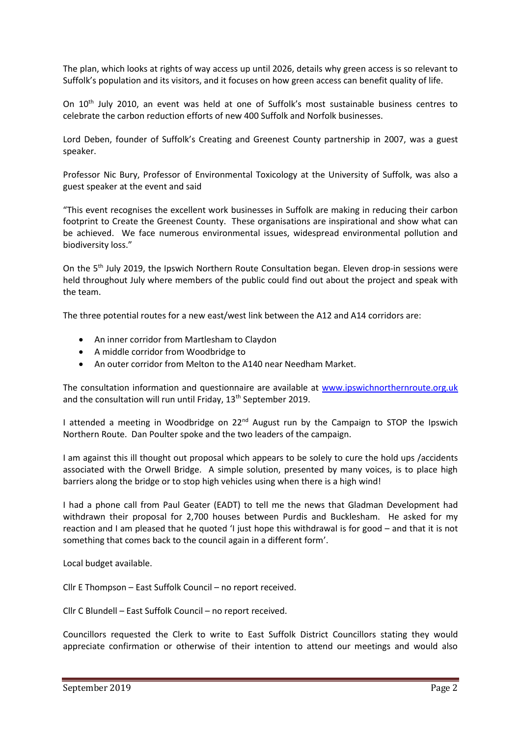The plan, which looks at rights of way access up until 2026, details why green access is so relevant to Suffolk's population and its visitors, and it focuses on how green access can benefit quality of life.

On 10th July 2010, an event was held at one of Suffolk's most sustainable business centres to celebrate the carbon reduction efforts of new 400 Suffolk and Norfolk businesses.

Lord Deben, founder of Suffolk's Creating and Greenest County partnership in 2007, was a guest speaker.

Professor Nic Bury, Professor of Environmental Toxicology at the University of Suffolk, was also a guest speaker at the event and said

"This event recognises the excellent work businesses in Suffolk are making in reducing their carbon footprint to Create the Greenest County. These organisations are inspirational and show what can be achieved. We face numerous environmental issues, widespread environmental pollution and biodiversity loss."

On the 5th July 2019, the Ipswich Northern Route Consultation began. Eleven drop-in sessions were held throughout July where members of the public could find out about the project and speak with the team.

The three potential routes for a new east/west link between the A12 and A14 corridors are:

- An inner corridor from Martlesham to Claydon
- A middle corridor from Woodbridge to
- An outer corridor from Melton to the A140 near Needham Market.

The consultation information and questionnaire are available at [www.ipswichnorthernroute.org.uk](www.ipswichnorthernroute.org.uk) and the consultation will run until Friday, 13th September 2019.

I attended a meeting in Woodbridge on 22nd August run by the Campaign to STOP the Ipswich Northern Route. Dan Poulter spoke and the two leaders of the campaign.

I am against this ill thought out proposal which appears to be solely to cure the hold ups /accidents associated with the Orwell Bridge. A simple solution, presented by many voices, is to place high barriers along the bridge or to stop high vehicles using when there is a high wind!

I had a phone call from Paul Geater (EADT) to tell me the news that Gladman Development had withdrawn their proposal for 2,700 houses between Purdis and Bucklesham. He asked for my reaction and I am pleased that he quoted 'I just hope this withdrawal is for good – and that it is not something that comes back to the council again in a different form'.

Local budget available.

Cllr E Thompson – East Suffolk Council – no report received.

Cllr C Blundell – East Suffolk Council – no report received.

Councillors requested the Clerk to write to East Suffolk District Councillors stating they would appreciate confirmation or otherwise of their intention to attend our meetings and would also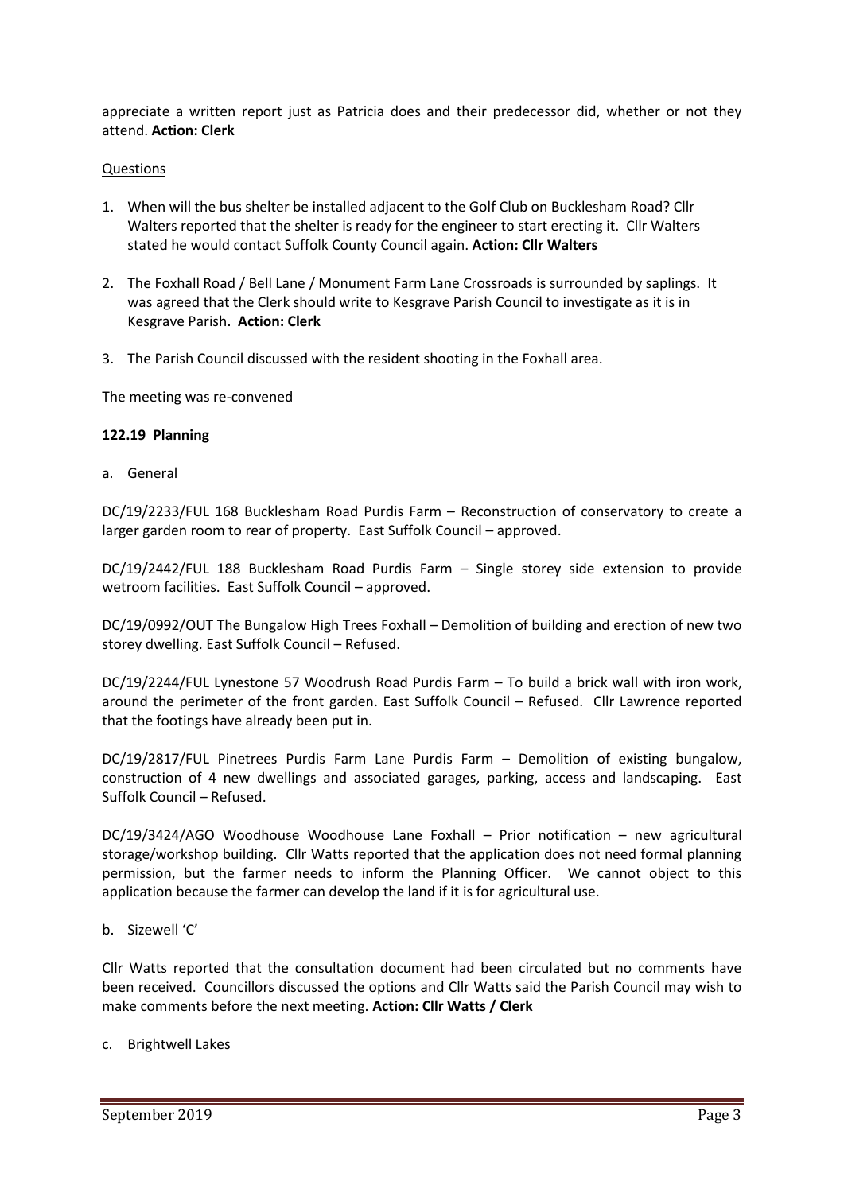appreciate a written report just as Patricia does and their predecessor did, whether or not they attend. **Action: Clerk**

Questions

1. When will the bus shelter be installed adjacent to the Golf Club on Bucklesham Road? Cllr Walters reported that the shelter is ready for the engineer to start erecting it. Cllr Walters stated he would contact Suffolk County Council again. **Action: Cllr Walters**

2. The Foxhall Road / Bell Lane / Monument Farm Lane Crossroads is surrounded by saplings. It was agreed that the Clerk should write to Kesgrave Parish Council to investigate as it is in Kesgrave Parish. **Action: Clerk**

3. The Parish Council discussed with the resident shooting in the Foxhall area.

The meeting was re-convened

**122.19 Planning**

a. General

DC/19/2233/FUL 168 Bucklesham Road Purdis Farm – Reconstruction of conservatory to create a larger garden room to rear of property. East Suffolk Council – approved.

DC/19/2442/FUL 188 Bucklesham Road Purdis Farm – Single storey side extension to provide wetroom facilities. East Suffolk Council – approved.

DC/19/0992/OUT The Bungalow High Trees Foxhall – Demolition of building and erection of new two storey dwelling. East Suffolk Council – Refused.

DC/19/2244/FUL Lynestone 57 Woodrush Road Purdis Farm – To build a brick wall with iron work, around the perimeter of the front garden. East Suffolk Council – Refused. Cllr Lawrence reported that the footings have already been put in.

DC/19/2817/FUL Pinetrees Purdis Farm Lane Purdis Farm – Demolition of existing bungalow, construction of 4 new dwellings and associated garages, parking, access and landscaping. East Suffolk Council – Refused.

DC/19/3424/AGO Woodhouse Woodhouse Lane Foxhall – Prior notification – new agricultural storage/workshop building. Cllr Watts reported that the application does not need formal planning permission, but the farmer needs to inform the Planning Officer. We cannot object to this application because the farmer can develop the land if it is for agricultural use.

b. Sizewell 'C'

Cllr Watts reported that the consultation document had been circulated but no comments have been received. Councillors discussed the options and Cllr Watts said the Parish Council may wish to make comments before the next meeting. **Action: Cllr Watts / Clerk**

c. Brightwell Lakes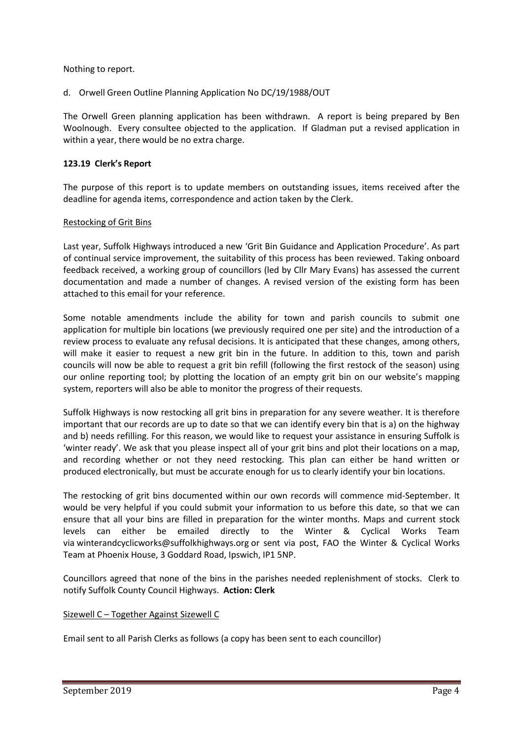Nothing to report.

d. Orwell Green Outline Planning Application No DC/19/1988/OUT

The Orwell Green planning application has been withdrawn. A report is being prepared by Ben Woolnough. Every consultee objected to the application. If Gladman put a revised application in within a year, there would be no extra charge.

**123.19 Clerk's Report**

The purpose of this report is to update members on outstanding issues, items received after the deadline for agenda items, correspondence and action taken by the Clerk.

Restocking of Grit Bins

Last year, Suffolk Highways introduced a new 'Grit Bin Guidance and Application Procedure'. As part of continual service improvement, the suitability of this process has been reviewed. Taking onboard feedback received, a working group of councillors (led by Cllr Mary Evans) has assessed the current documentation and made a number of changes. A revised version of the existing form has been attached to this email for your reference.

Some notable amendments include the ability for town and parish councils to submit one application for multiple bin locations (we previously required one per site) and the introduction of a review process to evaluate any refusal decisions. It is anticipated that these changes, among others, will make it easier to request a new grit bin in the future. In addition to this, town and parish councils will now be able to request a grit bin refill (following the first restock of the season) using our online reporting tool; by plotting the location of an empty grit bin on our website's mapping system, reporters will also be able to monitor the progress of their requests.

Suffolk Highways is now restocking all grit bins in preparation for any severe weather. It is therefore important that our records are up to date so that we can identify every bin that is a) on the highway and b) needs refilling. For this reason, we would like to request your assistance in ensuring Suffolk is 'winter ready'. We ask that you please inspect all of your grit bins and plot their locations on a map, and recording whether or not they need restocking. This plan can either be hand written or produced electronically, but must be accurate enough for us to clearly identify your bin locations.

The restocking of grit bins documented within our own records will commence mid-September. It would be very helpful if you could submit your information to us before this date, so that we can ensure that all your bins are filled in preparation for the winter months. Maps and current stock levels can either be emailed directly to the Winter & Cyclical Works Team via winterandcyclicworks@suffolkhighways.org or sent via post, FAO the Winter & Cyclical Works Team at Phoenix House, 3 Goddard Road, Ipswich, IP1 5NP.

Councillors agreed that none of the bins in the parishes needed replenishment of stocks. Clerk to notify Suffolk County Council Highways. **Action: Clerk**

Sizewell C – Together Against Sizewell C

Email sent to all Parish Clerks as follows (a copy has been sent to each councillor)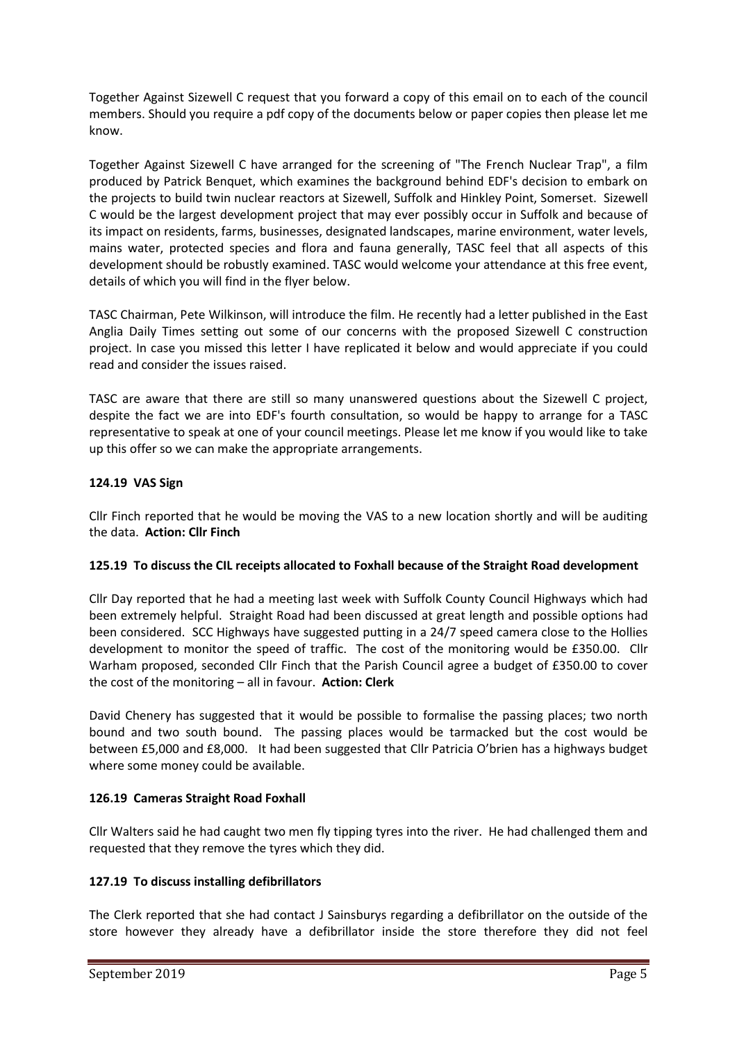Together Against Sizewell C request that you forward a copy of this email on to each of the council members. Should you require a pdf copy of the documents below or paper copies then please let me know.

Together Against Sizewell C have arranged for the screening of "The French Nuclear Trap", a film produced by Patrick Benquet, which examines the background behind EDF's decision to embark on the projects to build twin nuclear reactors at Sizewell, Suffolk and Hinkley Point, Somerset. Sizewell C would be the largest development project that may ever possibly occur in Suffolk and because of its impact on residents, farms, businesses, designated landscapes, marine environment, water levels, mains water, protected species and flora and fauna generally, TASC feel that all aspects of this development should be robustly examined. TASC would welcome your attendance at this free event, details of which you will find in the flyer below.

TASC Chairman, Pete Wilkinson, will introduce the film. He recently had a letter published in the East Anglia Daily Times setting out some of our concerns with the proposed Sizewell C construction project. In case you missed this letter I have replicated it below and would appreciate if you could read and consider the issues raised.

TASC are aware that there are still so many unanswered questions about the Sizewell C project, despite the fact we are into EDF's fourth consultation, so would be happy to arrange for a TASC representative to speak at one of your council meetings. Please let me know if you would like to take up this offer so we can make the appropriate arrangements.

**124.19 VAS Sign**

Cllr Finch reported that he would be moving the VAS to a new location shortly and will be auditing the data. **Action: Cllr Finch**

**125.19 To discuss the CIL receipts allocated to Foxhall because of the Straight Road development**

Cllr Day reported that he had a meeting last week with Suffolk County Council Highways which had been extremely helpful. Straight Road had been discussed at great length and possible options had been considered. SCC Highways have suggested putting in a 24/7 speed camera close to the Hollies development to monitor the speed of traffic. The cost of the monitoring would be £350.00. Cllr Warham proposed, seconded Cllr Finch that the Parish Council agree a budget of £350.00 to cover the cost of the monitoring – all in favour. **Action: Clerk**

David Chenery has suggested that it would be possible to formalise the passing places; two north bound and two south bound. The passing places would be tarmacked but the cost would be between £5,000 and £8,000. It had been suggested that Cllr Patricia O'brien has a highways budget where some money could be available.

**126.19 Cameras Straight Road Foxhall**

Cllr Walters said he had caught two men fly tipping tyres into the river. He had challenged them and requested that they remove the tyres which they did.

**127.19 To discuss installing defibrillators**

The Clerk reported that she had contact J Sainsburys regarding a defibrillator on the outside of the store however they already have a defibrillator inside the store therefore they did not feel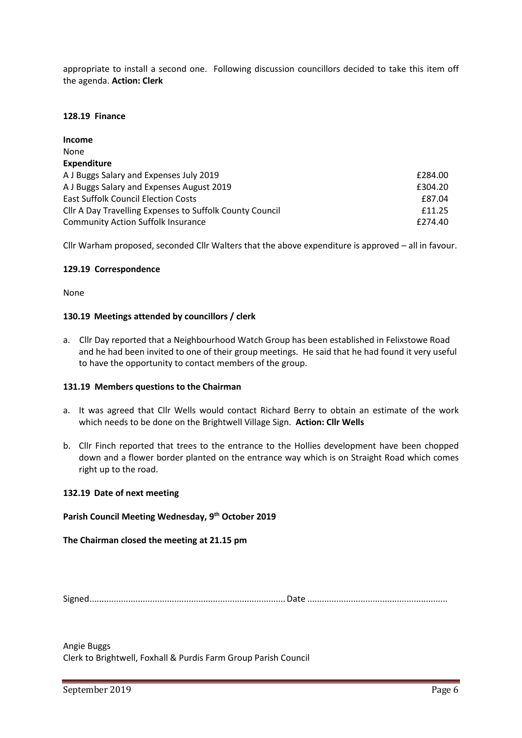appropriate to install a second one. Following discussion councillors decided to take this item off the agenda. **Action: Clerk**

**128.19 Finance**

**Income**

None

**Expenditure**

| | |
|---|---|
| A J Buggs Salary and Expenses July 2019 | £284.00 |
| A J Buggs Salary and Expenses August 2019 | £304.20 |
| East Suffolk Council Election Costs | £87.04 |
| Cllr A Day Travelling Expenses to Suffolk County Council | £11.25 |
| Community Action Suffolk Insurance | £274.40 |

Cllr Warham proposed, seconded Cllr Walters that the above expenditure is approved – all in favour.

**129.19 Correspondence**

None

**130.19 Meetings attended by councillors / clerk**

a. Cllr Day reported that a Neighbourhood Watch Group has been established in Felixstowe Road and he had been invited to one of their group meetings. He said that he had found it very useful to have the opportunity to contact members of the group.

**131.19 Members questions to the Chairman**

a. It was agreed that Cllr Wells would contact Richard Berry to obtain an estimate of the work which needs to be done on the Brightwell Village Sign. **Action: Cllr Wells**

b. Cllr Finch reported that trees to the entrance to the Hollies development have been chopped down and a flower border planted on the entrance way which is on Straight Road which comes right up to the road.

**132.19 Date of next meeting**

**Parish Council Meeting Wednesday, 9th October 2019**

**The Chairman closed the meeting at 21.15 pm**

Signed................................................................................ Date .........................................................

Angie Buggs

Clerk to Brightwell, Foxhall & Purdis Farm Group Parish Council